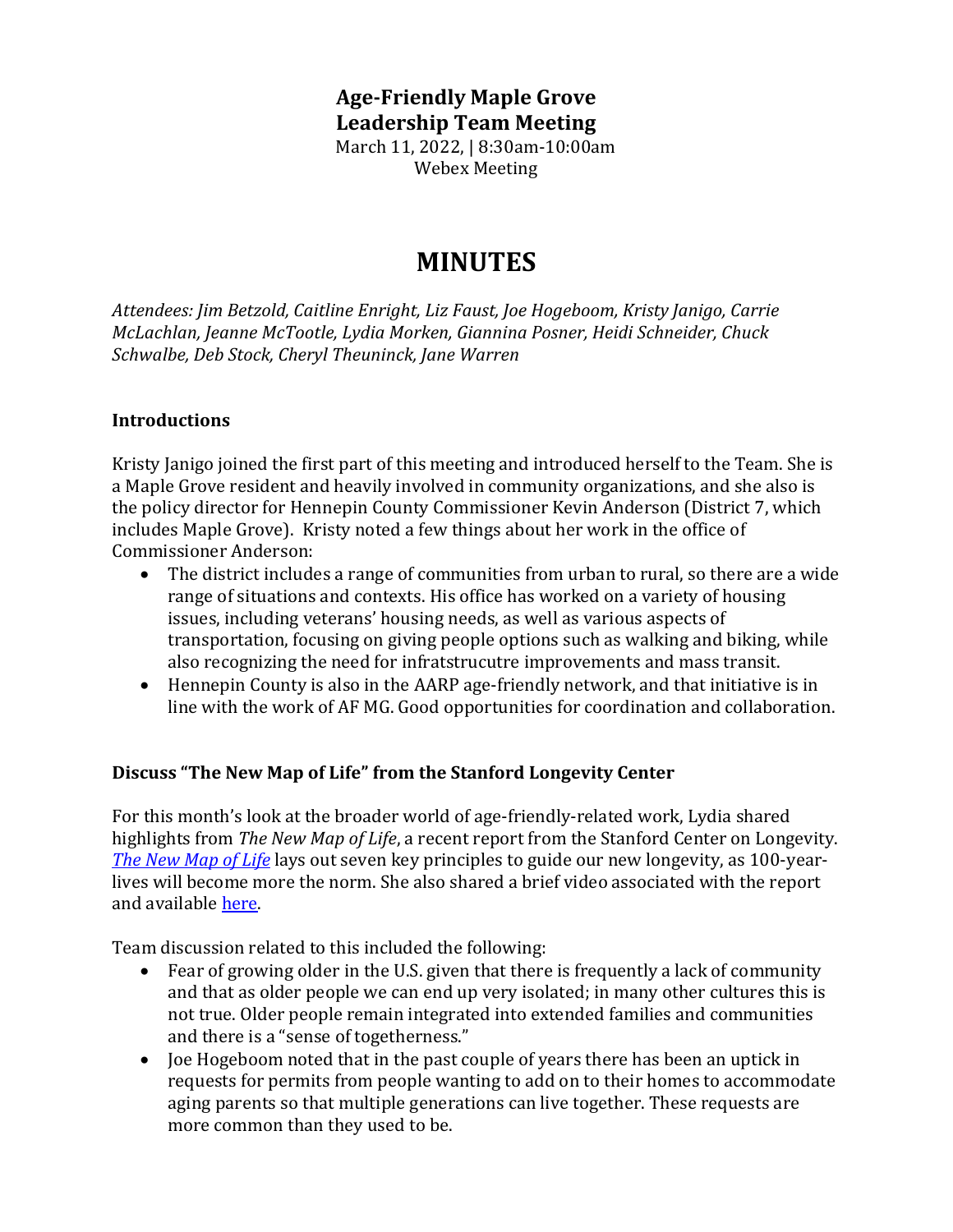# Age-Friendly Maple Grove
## Leadership Team Meeting

March 11, 2022, | 8:30am-10:00am
Webex Meeting

# MINUTES

*Attendees: Jim Betzold, Caitline Enright, Liz Faust, Joe Hogeboom, Kristy Janigo, Carrie McLachlan, Jeanne McTootle, Lydia Morken, Giannina Posner, Heidi Schneider, Chuck Schwalbe, Deb Stock, Cheryl Theuninck, Jane Warren*

### Introductions

Kristy Janigo joined the first part of this meeting and introduced herself to the Team. She is a Maple Grove resident and heavily involved in community organizations, and she also is the policy director for Hennepin County Commissioner Kevin Anderson (District 7, which includes Maple Grove). Kristy noted a few things about her work in the office of Commissioner Anderson:

- The district includes a range of communities from urban to rural, so there are a wide range of situations and contexts. His office has worked on a variety of housing issues, including veterans' housing needs, as well as various aspects of transportation, focusing on giving people options such as walking and biking, while also recognizing the need for infratstrucutre improvements and mass transit.
- Hennepin County is also in the AARP age-friendly network, and that initiative is in line with the work of AF MG. Good opportunities for coordination and collaboration.

### Discuss "The New Map of Life" from the Stanford Longevity Center

For this month's look at the broader world of age-friendly-related work, Lydia shared highlights from *The New Map of Life*, a recent report from the Stanford Center on Longevity. *The New Map of Life* lays out seven key principles to guide our new longevity, as 100-year-lives will become more the norm. She also shared a brief video associated with the report and available here.

Team discussion related to this included the following:

- Fear of growing older in the U.S. given that there is frequently a lack of community and that as older people we can end up very isolated; in many other cultures this is not true. Older people remain integrated into extended families and communities and there is a "sense of togetherness."
- Joe Hogeboom noted that in the past couple of years there has been an uptick in requests for permits from people wanting to add on to their homes to accommodate aging parents so that multiple generations can live together. These requests are more common than they used to be.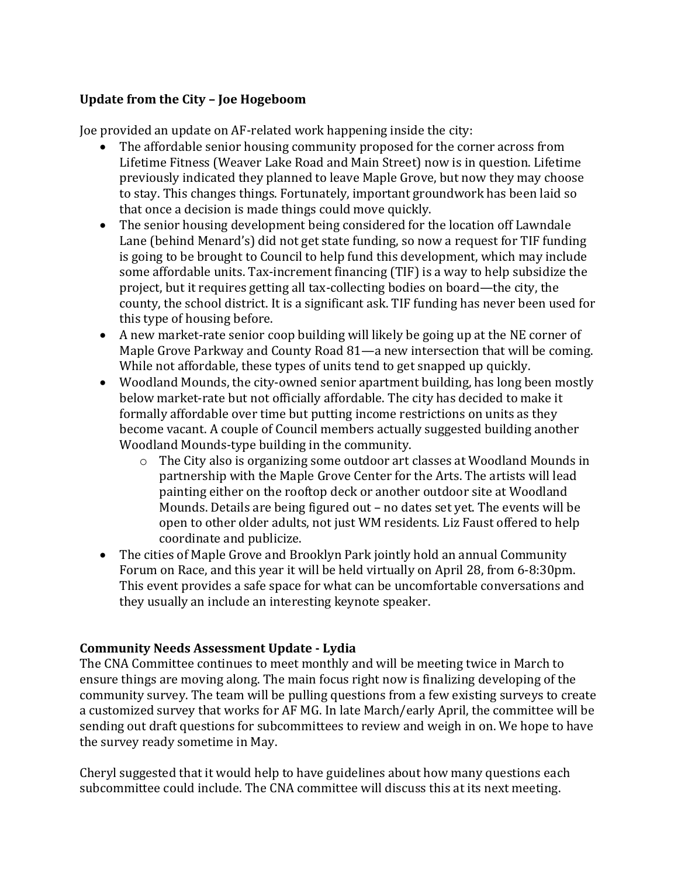**Update from the City – Joe Hogeboom**

Joe provided an update on AF-related work happening inside the city:

- The affordable senior housing community proposed for the corner across from Lifetime Fitness (Weaver Lake Road and Main Street) now is in question. Lifetime previously indicated they planned to leave Maple Grove, but now they may choose to stay. This changes things. Fortunately, important groundwork has been laid so that once a decision is made things could move quickly.
- The senior housing development being considered for the location off Lawndale Lane (behind Menard's) did not get state funding, so now a request for TIF funding is going to be brought to Council to help fund this development, which may include some affordable units. Tax-increment financing (TIF) is a way to help subsidize the project, but it requires getting all tax-collecting bodies on board—the city, the county, the school district. It is a significant ask. TIF funding has never been used for this type of housing before.
- A new market-rate senior coop building will likely be going up at the NE corner of Maple Grove Parkway and County Road 81—a new intersection that will be coming. While not affordable, these types of units tend to get snapped up quickly.
- Woodland Mounds, the city-owned senior apartment building, has long been mostly below market-rate but not officially affordable. The city has decided to make it formally affordable over time but putting income restrictions on units as they become vacant. A couple of Council members actually suggested building another Woodland Mounds-type building in the community.
  - The City also is organizing some outdoor art classes at Woodland Mounds in partnership with the Maple Grove Center for the Arts. The artists will lead painting either on the rooftop deck or another outdoor site at Woodland Mounds. Details are being figured out – no dates set yet. The events will be open to other older adults, not just WM residents. Liz Faust offered to help coordinate and publicize.
- The cities of Maple Grove and Brooklyn Park jointly hold an annual Community Forum on Race, and this year it will be held virtually on April 28, from 6-8:30pm. This event provides a safe space for what can be uncomfortable conversations and they usually an include an interesting keynote speaker.

**Community Needs Assessment Update - Lydia**

The CNA Committee continues to meet monthly and will be meeting twice in March to ensure things are moving along. The main focus right now is finalizing developing of the community survey. The team will be pulling questions from a few existing surveys to create a customized survey that works for AF MG. In late March/early April, the committee will be sending out draft questions for subcommittees to review and weigh in on. We hope to have the survey ready sometime in May.

Cheryl suggested that it would help to have guidelines about how many questions each subcommittee could include. The CNA committee will discuss this at its next meeting.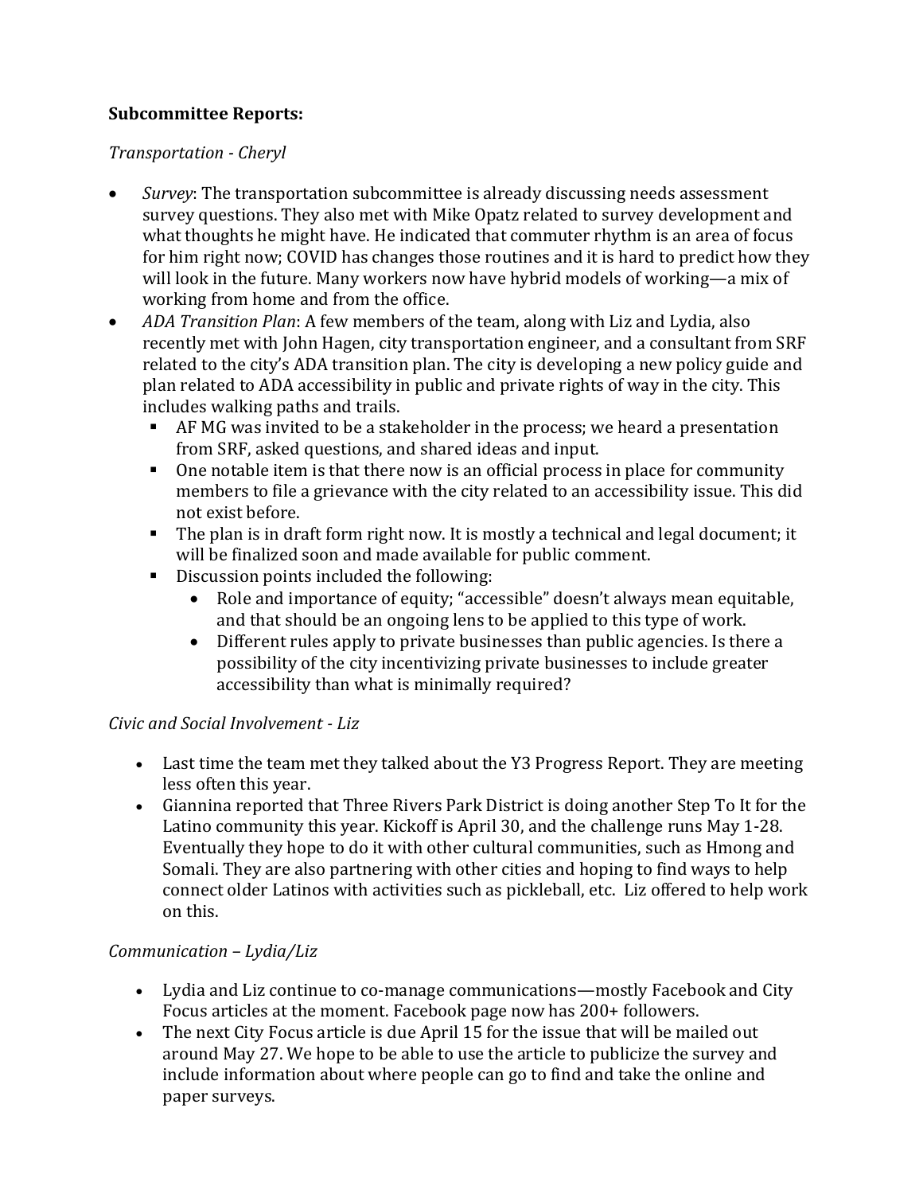**Subcommittee Reports:**

*Transportation - Cheryl*

- *Survey*: The transportation subcommittee is already discussing needs assessment survey questions. They also met with Mike Opatz related to survey development and what thoughts he might have. He indicated that commuter rhythm is an area of focus for him right now; COVID has changes those routines and it is hard to predict how they will look in the future. Many workers now have hybrid models of working—a mix of working from home and from the office.
- *ADA Transition Plan*: A few members of the team, along with Liz and Lydia, also recently met with John Hagen, city transportation engineer, and a consultant from SRF related to the city's ADA transition plan. The city is developing a new policy guide and plan related to ADA accessibility in public and private rights of way in the city. This includes walking paths and trails.
  - AF MG was invited to be a stakeholder in the process; we heard a presentation from SRF, asked questions, and shared ideas and input.
  - One notable item is that there now is an official process in place for community members to file a grievance with the city related to an accessibility issue. This did not exist before.
  - The plan is in draft form right now. It is mostly a technical and legal document; it will be finalized soon and made available for public comment.
  - Discussion points included the following:
    - Role and importance of equity; "accessible" doesn't always mean equitable, and that should be an ongoing lens to be applied to this type of work.
    - Different rules apply to private businesses than public agencies. Is there a possibility of the city incentivizing private businesses to include greater accessibility than what is minimally required?

*Civic and Social Involvement - Liz*

- Last time the team met they talked about the Y3 Progress Report. They are meeting less often this year.
- Giannina reported that Three Rivers Park District is doing another Step To It for the Latino community this year. Kickoff is April 30, and the challenge runs May 1-28. Eventually they hope to do it with other cultural communities, such as Hmong and Somali. They are also partnering with other cities and hoping to find ways to help connect older Latinos with activities such as pickleball, etc. Liz offered to help work on this.

*Communication – Lydia/Liz*

- Lydia and Liz continue to co-manage communications—mostly Facebook and City Focus articles at the moment. Facebook page now has 200+ followers.
- The next City Focus article is due April 15 for the issue that will be mailed out around May 27. We hope to be able to use the article to publicize the survey and include information about where people can go to find and take the online and paper surveys.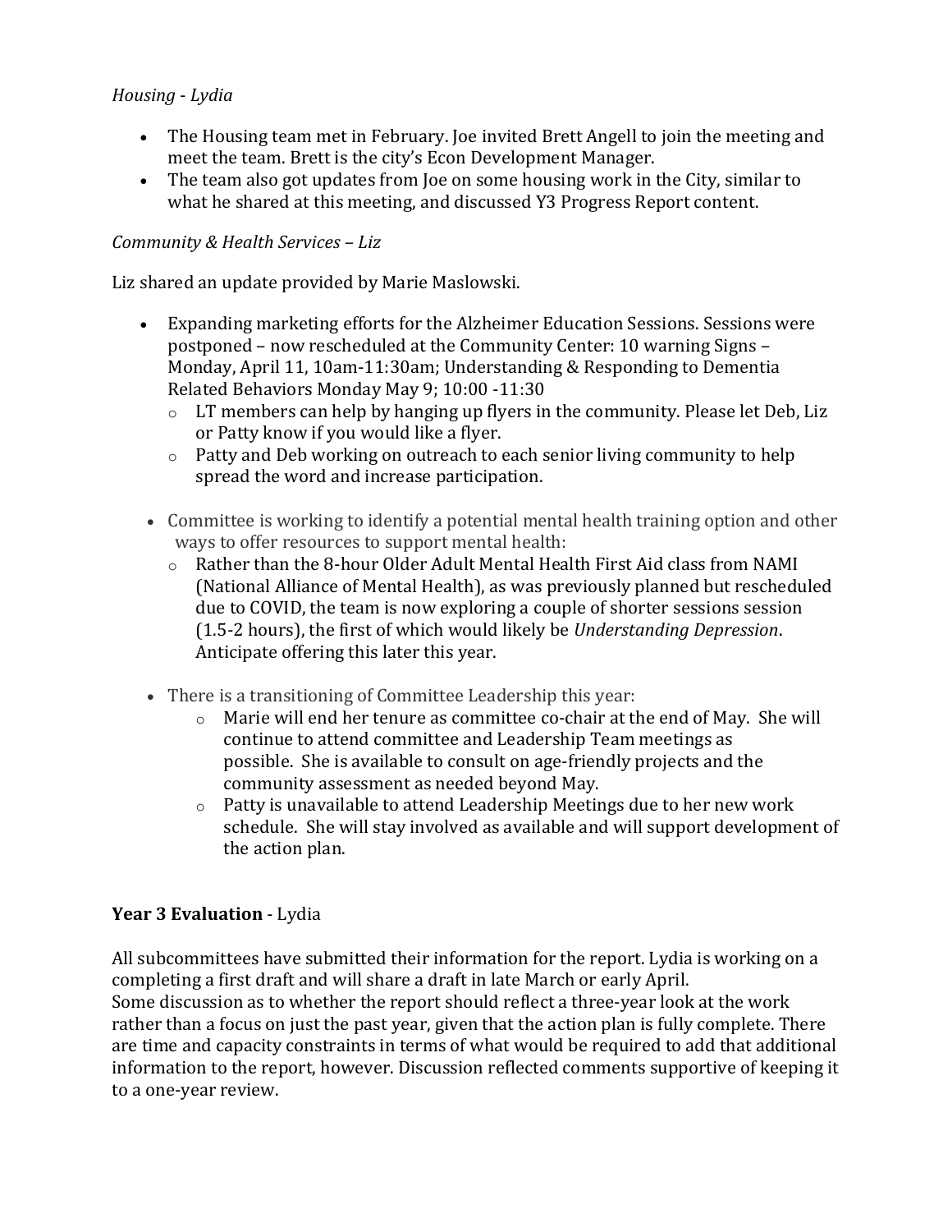*Housing - Lydia*

- The Housing team met in February. Joe invited Brett Angell to join the meeting and meet the team. Brett is the city's Econ Development Manager.
- The team also got updates from Joe on some housing work in the City, similar to what he shared at this meeting, and discussed Y3 Progress Report content.

*Community & Health Services – Liz*

Liz shared an update provided by Marie Maslowski.

- Expanding marketing efforts for the Alzheimer Education Sessions. Sessions were postponed – now rescheduled at the Community Center: 10 warning Signs – Monday, April 11, 10am-11:30am; Understanding & Responding to Dementia Related Behaviors Monday May 9; 10:00 -11:30
  - LT members can help by hanging up flyers in the community. Please let Deb, Liz or Patty know if you would like a flyer.
  - Patty and Deb working on outreach to each senior living community to help spread the word and increase participation.
- Committee is working to identify a potential mental health training option and other ways to offer resources to support mental health:
  - Rather than the 8-hour Older Adult Mental Health First Aid class from NAMI (National Alliance of Mental Health), as was previously planned but rescheduled due to COVID, the team is now exploring a couple of shorter sessions session (1.5-2 hours), the first of which would likely be *Understanding Depression*. Anticipate offering this later this year.
- There is a transitioning of Committee Leadership this year:
  - Marie will end her tenure as committee co-chair at the end of May. She will continue to attend committee and Leadership Team meetings as possible. She is available to consult on age-friendly projects and the community assessment as needed beyond May.
  - Patty is unavailable to attend Leadership Meetings due to her new work schedule. She will stay involved as available and will support development of the action plan.

**Year 3 Evaluation** - Lydia

All subcommittees have submitted their information for the report. Lydia is working on a completing a first draft and will share a draft in late March or early April.
Some discussion as to whether the report should reflect a three-year look at the work rather than a focus on just the past year, given that the action plan is fully complete. There are time and capacity constraints in terms of what would be required to add that additional information to the report, however. Discussion reflected comments supportive of keeping it to a one-year review.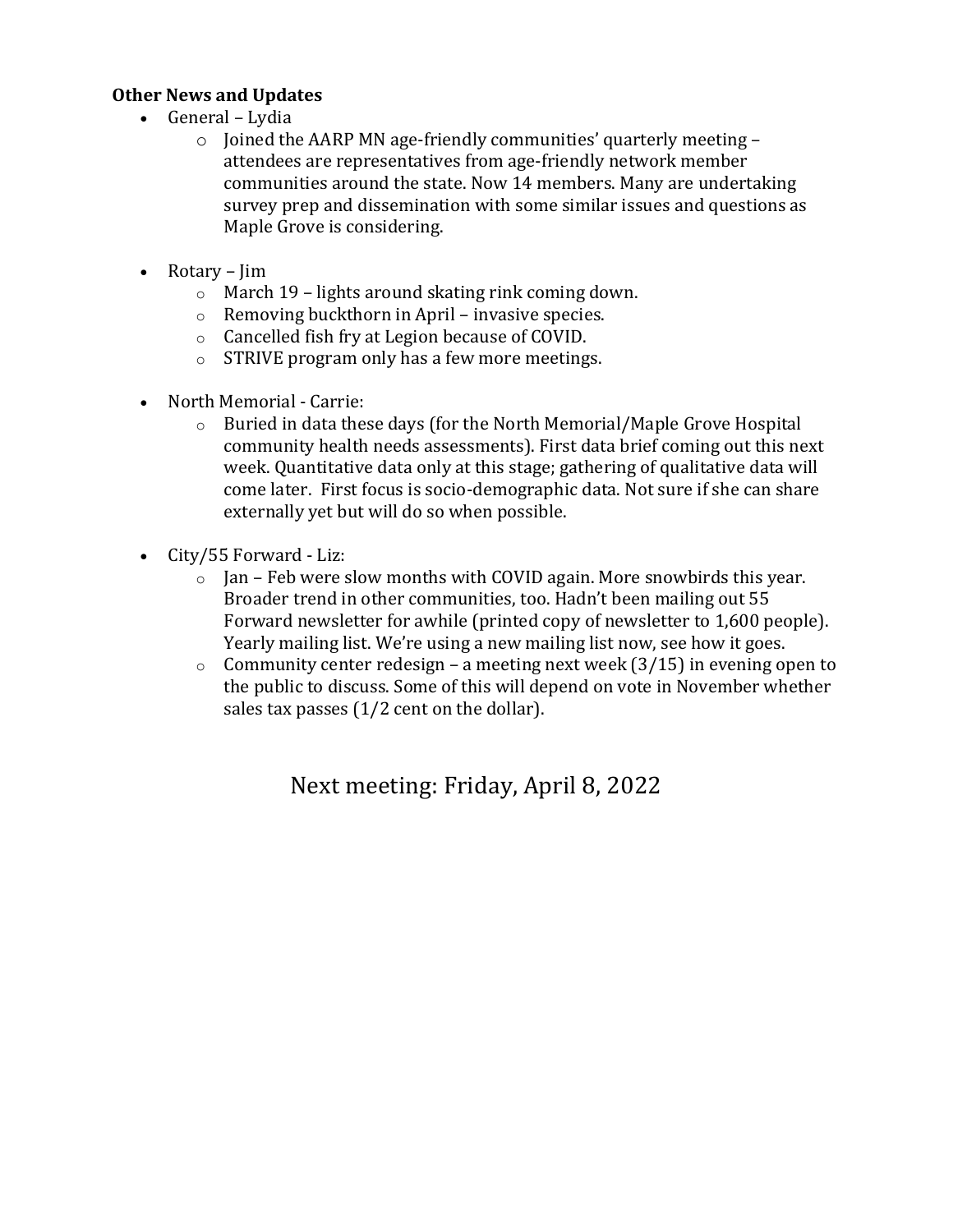**Other News and Updates**

- General – Lydia
  - Joined the AARP MN age-friendly communities' quarterly meeting – attendees are representatives from age-friendly network member communities around the state. Now 14 members. Many are undertaking survey prep and dissemination with some similar issues and questions as Maple Grove is considering.

- Rotary – Jim
  - March 19 – lights around skating rink coming down.
  - Removing buckthorn in April – invasive species.
  - Cancelled fish fry at Legion because of COVID.
  - STRIVE program only has a few more meetings.

- North Memorial - Carrie:
  - Buried in data these days (for the North Memorial/Maple Grove Hospital community health needs assessments). First data brief coming out this next week. Quantitative data only at this stage; gathering of qualitative data will come later. First focus is socio-demographic data. Not sure if she can share externally yet but will do so when possible.

- City/55 Forward - Liz:
  - Jan – Feb were slow months with COVID again. More snowbirds this year. Broader trend in other communities, too. Hadn't been mailing out 55 Forward newsletter for awhile (printed copy of newsletter to 1,600 people). Yearly mailing list. We're using a new mailing list now, see how it goes.
  - Community center redesign – a meeting next week (3/15) in evening open to the public to discuss. Some of this will depend on vote in November whether sales tax passes (1/2 cent on the dollar).

Next meeting: Friday, April 8, 2022